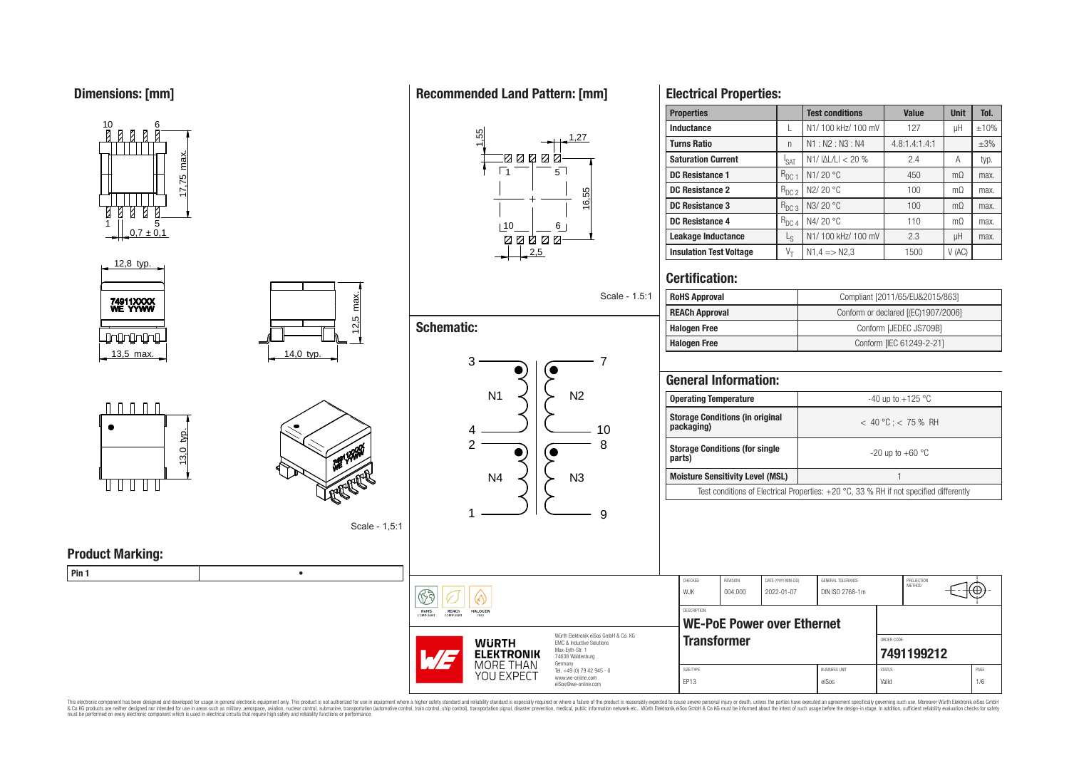## Dimensions: [mm]

10 6

17,75 max.

1 5

0,7 ± 0,1

12,8 typ.

74911XXXX
WE YYWW

13,5 max.

12,5 max.

14,0 typ.

13,0 typ.

Scale - 1,5:1

## Product Marking:

| Pin 1 | • |
|---|---|

## Recommended Land Pattern: [mm]

1,55

1,27

1 5

16,55

10 6

2,5

Scale - 1.5:1

## Schematic:

3 — N1 — 4; 7 — N2 — 10; 2 — N4 — 1; 8 — N3 — 9

## Electrical Properties:

| Properties | | Test conditions | Value | Unit | Tol. |
|---|---|---|---|---|---|
| Inductance | L | N1/ 100 kHz/ 100 mV | 127 | µH | ±10% |
| Turns Ratio | n | N1 : N2 : N3 : N4 | 4.8:1.4:1.4:1 | | ±3% |
| Saturation Current | $I_{SAT}$ | N1/ \|ΔL/L\| < 20 % | 2.4 | A | typ. |
| DC Resistance 1 | $R_{DC\,1}$ | N1/ 20 °C | 450 | mΩ | max. |
| DC Resistance 2 | $R_{DC\,2}$ | N2/ 20 °C | 100 | mΩ | max. |
| DC Resistance 3 | $R_{DC\,3}$ | N3/ 20 °C | 100 | mΩ | max. |
| DC Resistance 4 | $R_{DC\,4}$ | N4/ 20 °C | 110 | mΩ | max. |
| Leakage Inductance | $L_S$ | N1/ 100 kHz/ 100 mV | 2.3 | µH | max. |
| Insulation Test Voltage | $V_T$ | N1,4 => N2,3 | 1500 | V (AC) | |

## Certification:

| | |
|---|---|
| RoHS Approval | Compliant [2011/65/EU&2015/863] |
| REACh Approval | Conform or declared [(EC)1907/2006] |
| Halogen Free | Conform [JEDEC JS709B] |
| Halogen Free | Conform [IEC 61249-2-21] |

## General Information:

| | |
|---|---|
| Operating Temperature | -40 up to +125 °C |
| Storage Conditions (in original packaging) | < 40 °C ; < 75 % RH |
| Storage Conditions (for single parts) | -20 up to +60 °C |
| Moisture Sensitivity Level (MSL) | 1 |

Test conditions of Electrical Properties: +20 °C, 33 % RH if not specified differently

| CHECKED | REVISION | DATE (YYYY-MM-DD) | GENERAL TOLERANCE | PROJECTION METHOD |
|---|---|---|---|---|
| WJK | 004.000 | 2022-01-07 | DIN ISO 2768-1m | |

DESCRIPTION

**WE-PoE Power over Ethernet Transformer**

ORDER CODE: **7491199212**

| SIZE/TYPE | BUSINESS UNIT | STATUS |
|---|---|---|
| EP13 | eiSos | Valid |

Würth Elektronik eiSos GmbH & Co. KG
EMC & Inductive Solutions
Max-Eyth-Str. 1
74638 Waldenburg
Germany
Tel. +49 (0) 79 42 945 - 0
www.we-online.com
eiSos@we-online.com

This electronic component has been designed and developed for usage in general electronic equipment only. This product is not authorized for use in equipment where a higher safety standard and reliability standard is especially required or where a failure of the product is reasonably expected to cause severe personal injury or death, unless the parties have executed an agreement specifically governing such use. Moreover Würth Elektronik eiSos GmbH & Co KG products are neither designed nor intended for use in areas such as military, aerospace, aviation, nuclear control, submarine, transportation (automotive control, train control, ship control), transportation signal, disaster prevention, medical, public information network etc.. Würth Elektronik eiSos GmbH & Co KG must be informed about the intent of such usage before the design-in stage. In addition, sufficient reliability evaluation checks for safety must be performed on every electronic component which is used in electrical circuits that require high safety and reliability functions or performance.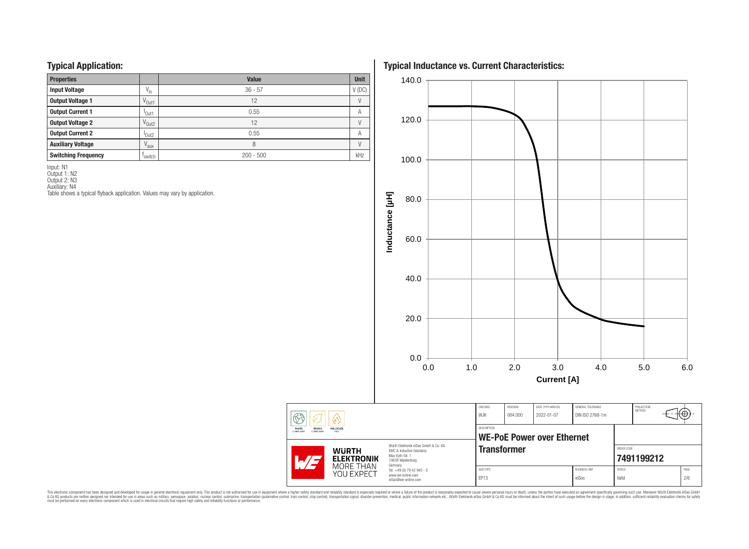## Typical Application:

| Properties | | Value | Unit |
|---|---|---|---|
| **Input Voltage** | $V_{in}$ | 36 - 57 | V (DC) |
| **Output Voltage 1** | $V_{Out1}$ | 12 | V |
| **Output Current 1** | $I_{Out1}$ | 0.55 | A |
| **Output Voltage 2** | $V_{Out2}$ | 12 | V |
| **Output Current 2** | $I_{Out2}$ | 0.55 | A |
| **Auxiliary Voltage** | $V_{aux}$ | 8 | V |
| **Switching Frequency** | $f_{switch}$ | 200 - 500 | kHz |

Input: N1
Output 1: N2
Output 2: N3
Auxiliary: N4
Table shows a typical flyback application. Values may vary by application.

## Typical Inductance vs. Current Characteristics:

Inductance [µH] (0.0 – 140.0) vs. Current [A] (0.0 – 6.0)

| CHECKED | REVISION | DATE (YYYY-MM-DD) | GENERAL TOLERANCE | PROJECTION METHOD |
|---|---|---|---|---|
| WJK | 004.000 | 2022-01-07 | DIN ISO 2768-1m | |

DESCRIPTION: **WE-PoE Power over Ethernet Transformer**

ORDER CODE: **7491199212**

| SIZE/TYPE | BUSINESS UNIT | STATUS | PAGE |
|---|---|---|---|
| EP13 | eiSos | Valid | 2/6 |

Würth Elektronik eiSos GmbH & Co. KG
EMC & Inductive Solutions
Max-Eyth-Str. 1
74638 Waldenburg
Germany
Tel. +49 (0) 79 42 945 - 0
www.we-online.com
eiSos@we-online.com

This electronic component has been designed and developed for usage in general electronic equipment only. This product is not authorized for use in equipment where a higher safety standard and reliability standard is especially required or where a failure of the product is reasonably expected to cause severe personal injury or death, unless the parties have executed an agreement specifically governing such use. Moreover Würth Elektronik eiSos GmbH & Co KG products are neither designed nor intended for use in areas such as military, aerospace, aviation, nuclear control, submarine, transportation (automotive control, train control, ship control), transportation signal, disaster prevention, medical, public information network etc.. Würth Elektronik eiSos GmbH & Co KG must be informed about the intent of such usage before the design-in stage. In addition, sufficient reliability evaluation checks for safety must be performed on every electronic component which is used in electrical circuits that require high safety and reliability functions or performance.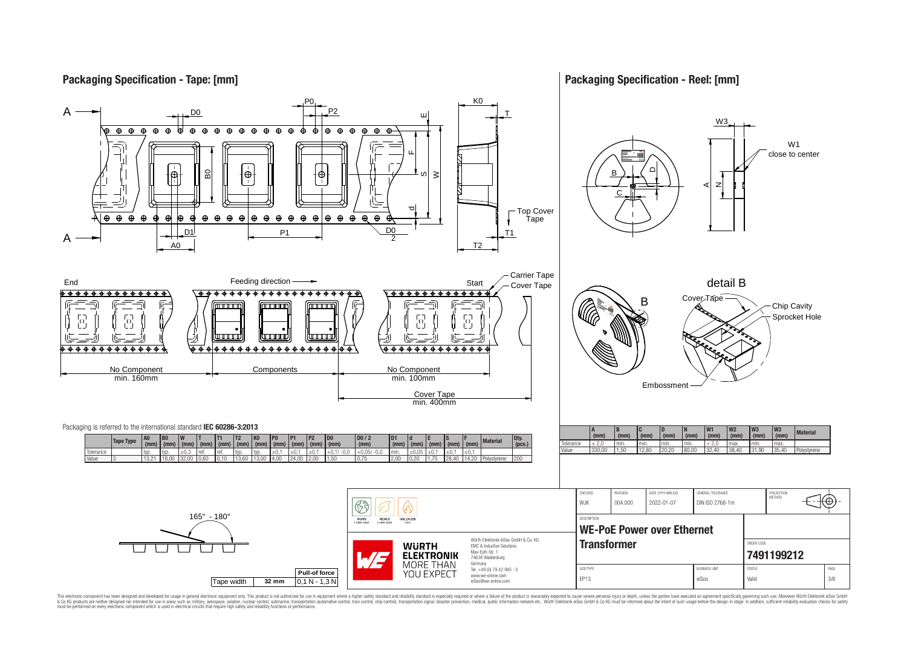## Packaging Specification - Tape: [mm]

Packaging is referred to the international standard **IEC 60286-3:2013**

| | Tape Type | A0 (mm) | B0 (mm) | W (mm) | T (mm) | T1 (mm) | T2 (mm) | K0 (mm) | P0 (mm) | P1 (mm) | P2 (mm) | D0 (mm) | D0 / 2 (mm) | D1 (mm) | d (mm) | E (mm) | S (mm) | F (mm) | Material | Qty. (pcs.) |
|---|---|---|---|---|---|---|---|---|---|---|---|---|---|---|---|---|---|---|---|---|
| Tolerance | | typ. | typ. | ±0,3 | ref. | ref. | typ. | typ. | ±0,1 | ±0,1 | ±0,1 | +0,1/ -0,0 | +0,05/ -0,0 | min. | ±0,05 | ±0,1 | ±0,1 | ±0,1 | | |
| Value | 3 | 13,21 | 18,00 | 32,00 | 0,60 | 0,10 | 13,60 | 13,00 | 4,00 | 24,00 | 2,00 | 1,50 | 0,75 | 2,00 | 0,20 | 1,75 | 28,40 | 14,20 | Polystyrene | 200 |

End — Feeding direction — Start

No Component min. 160mm | Components | No Component min. 100mm | Cover Tape min. 400mm

Carrier Tape, Cover Tape, Top Cover Tape

165° - 180°

| Tape width | | Pull-of force |
|---|---|---|
| Tape width | 32 mm | 0,1 N - 1,3 N |

## Packaging Specification - Reel: [mm]

W1 close to center

detail B: Cover Tape, Chip Cavity, Sprocket Hole, Embossment

| | A (mm) | B (mm) | C (mm) | D (mm) | N (mm) | W1 (mm) | W2 (mm) | W3 (mm) | W3 (mm) | Material |
|---|---|---|---|---|---|---|---|---|---|---|
| Tolerance | ± 2,0 | min. | min. | min. | min. | + 2,0 | max. | min. | max. | |
| Value | 330,00 | 1,50 | 12,80 | 20,20 | 80,00 | 32,40 | 38,40 | 31,90 | 35,40 | Polystyrene |

| CHECKED | REVISION | DATE (YYYY-MM-DD) | GENERAL TOLERANCE | PROJECTION METHOD |
|---|---|---|---|---|
| WJK | 004.000 | 2022-01-07 | DIN ISO 2768-1m | |

DESCRIPTION: **WE-PoE Power over Ethernet Transformer**

ORDER CODE: **7491199212**

| SIZE/TYPE | BUSINESS UNIT | STATUS | PAGE |
|---|---|---|---|
| EP13 | eiSos | Valid | 3/6 |

RoHS COMPLIANT, REACh COMPLIANT, HALOGEN FREE

WÜRTH ELEKTRONIK MORE THAN YOU EXPECT

Würth Elektronik eiSos GmbH & Co. KG
EMC & Inductive Solutions
Max-Eyth-Str. 1
74638 Waldenburg
Germany
Tel. +49 (0) 79 42 945 - 0
www.we-online.com
eiSos@we-online.com

This electronic component has been designed and developed for usage in general electronic equipment only. This product is not authorized for use in equipment where a higher safety standard and reliability standard is especially required or where a failure of the product is reasonably expected to cause severe personal injury or death, unless the parties have executed an agreement specifically governing such use. Moreover Würth Elektronik eiSos GmbH & Co KG products are neither designed nor intended for use in areas such as military, aerospace, aviation, nuclear control, submarine, transportation (automotive control, train control, ship control), transportation signal, disaster prevention, medical, public information network etc.. Würth Elektronik eiSos GmbH & Co KG must be informed about the intent of such usage before the design-in stage. In addition, sufficient reliability evaluation checks for safety must be performed on every electronic component which is used in electrical circuits that require high safety and reliability functions or performance.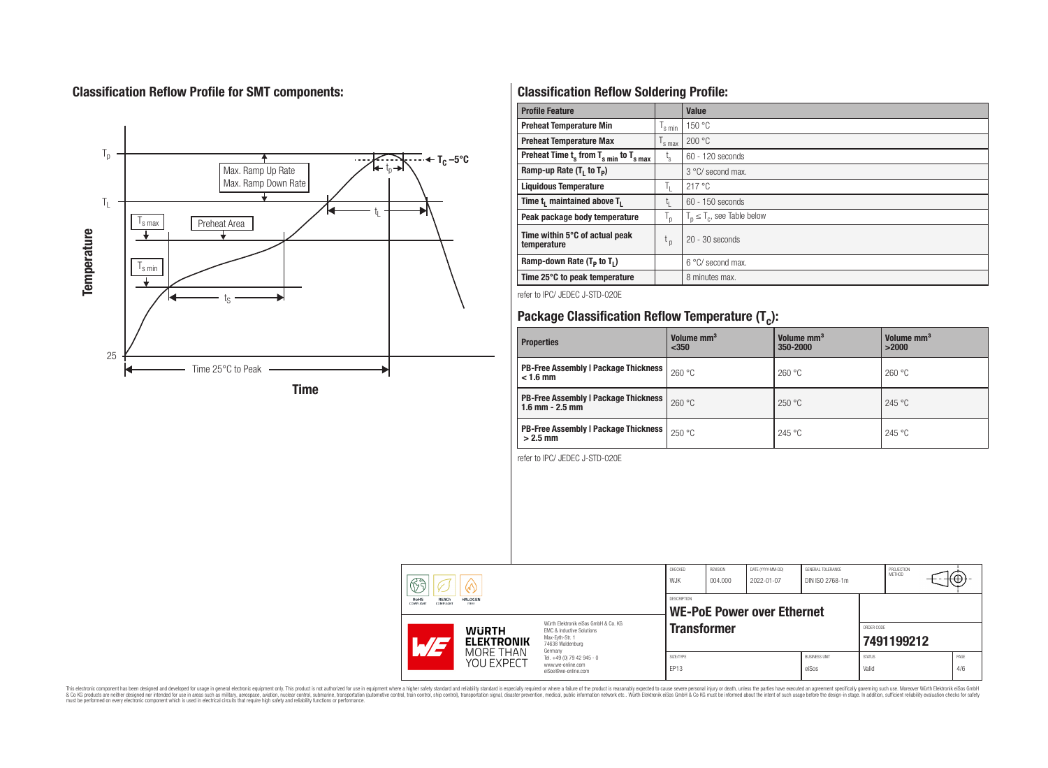## Classification Reflow Profile for SMT components:

## Classification Reflow Soldering Profile:

| Profile Feature | | Value |
|---|---|---|
| **Preheat Temperature Min** | $T_{s\ min}$ | 150 °C |
| **Preheat Temperature Max** | $T_{s\ max}$ | 200 °C |
| **Preheat Time $t_s$ from $T_{s\ min}$ to $T_{s\ max}$** | $t_s$ | 60 - 120 seconds |
| **Ramp-up Rate ($T_L$ to $T_P$)** | | 3 °C/ second max. |
| **Liquidous Temperature** | $T_L$ | 217 °C |
| **Time $t_L$ maintained above $T_L$** | $t_L$ | 60 - 150 seconds |
| **Peak package body temperature** | $T_p$ | $T_p \leq T_c$, see Table below |
| **Time within 5°C of actual peak temperature** | $t_p$ | 20 - 30 seconds |
| **Ramp-down Rate ($T_P$ to $T_L$)** | | 6 °C/ second max. |
| **Time 25°C to peak temperature** | | 8 minutes max. |

refer to IPC/ JEDEC J-STD-020E

## Package Classification Reflow Temperature ($T_c$):

| Properties | Volume mm³ <350 | Volume mm³ 350-2000 | Volume mm³ >2000 |
|---|---|---|---|
| **PB-Free Assembly \| Package Thickness < 1.6 mm** | 260 °C | 260 °C | 260 °C |
| **PB-Free Assembly \| Package Thickness 1.6 mm - 2.5 mm** | 260 °C | 250 °C | 245 °C |
| **PB-Free Assembly \| Package Thickness > 2.5 mm** | 250 °C | 245 °C | 245 °C |

refer to IPC/ JEDEC J-STD-020E

| CHECKED | REVISION | DATE (YYYY-MM-DD) | GENERAL TOLERANCE | PROJECTION METHOD |
|---|---|---|---|---|
| WJK | 004.000 | 2022-01-07 | DIN ISO 2768-1m | |

DESCRIPTION: **WE-PoE Power over Ethernet Transformer**

ORDER CODE: **7491199212**

| SIZE/TYPE | BUSINESS UNIT | STATUS | PAGE |
|---|---|---|---|
| EP13 | eiSos | Valid | 4/6 |

Würth Elektronik eiSos GmbH & Co. KG
EMC & Inductive Solutions
Max-Eyth-Str. 1
74638 Waldenburg
Germany
Tel. +49 (0) 79 42 945 - 0
www.we-online.com
eiSos@we-online.com

This electronic component has been designed and developed for usage in general electronic equipment only. This product is not authorized for use in equipment where a higher safety standard and reliability standard is especially required or where a failure of the product is reasonably expected to cause severe personal injury or death, unless the parties have executed an agreement specifically governing such use. Moreover Würth Elektronik eiSos GmbH & Co KG products are neither designed nor intended for use in areas such as military, aerospace, aviation, nuclear control, submarine, transportation (automotive control, train control, ship control), transportation signal, disaster prevention, medical, public information network etc.. Würth Elektronik eiSos GmbH & Co KG must be informed about the intent of such usage before the design-in stage. In addition, sufficient reliability evaluation checks for safety must be performed on every electronic component which is used in electrical circuits that require high safety and reliability functions or performance.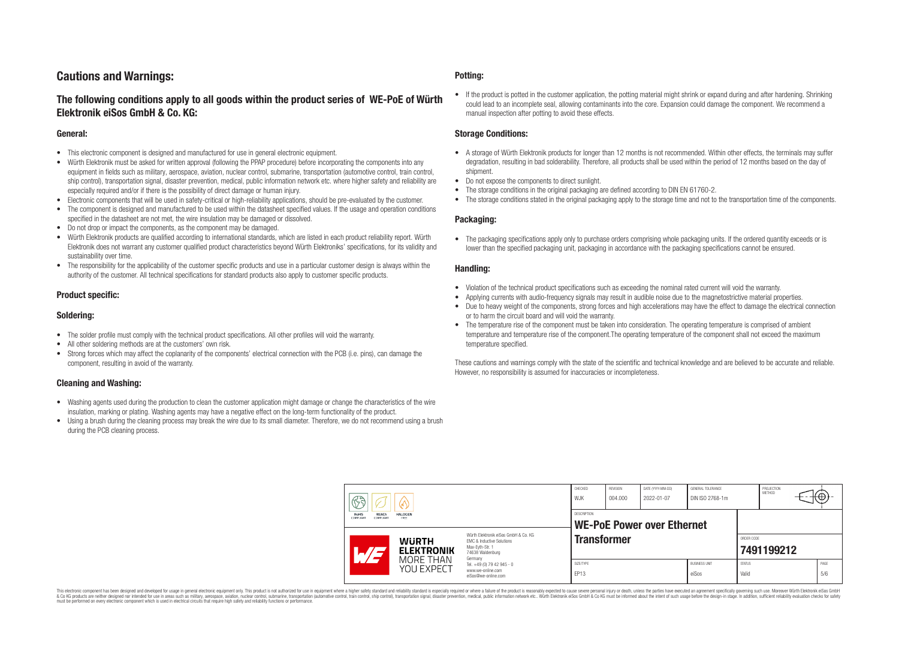# Cautions and Warnings:

## The following conditions apply to all goods within the product series of WE-PoE of Würth Elektronik eiSos GmbH & Co. KG:

### General:

- This electronic component is designed and manufactured for use in general electronic equipment.
- Würth Elektronik must be asked for written approval (following the PPAP procedure) before incorporating the components into any equipment in fields such as military, aerospace, aviation, nuclear control, submarine, transportation (automotive control, train control, ship control), transportation signal, disaster prevention, medical, public information network etc. where higher safety and reliability are especially required and/or if there is the possibility of direct damage or human injury.
- Electronic components that will be used in safety-critical or high-reliability applications, should be pre-evaluated by the customer.
- The component is designed and manufactured to be used within the datasheet specified values. If the usage and operation conditions specified in the datasheet are not met, the wire insulation may be damaged or dissolved.
- Do not drop or impact the components, as the component may be damaged.
- Würth Elektronik products are qualified according to international standards, which are listed in each product reliability report. Würth Elektronik does not warrant any customer qualified product characteristics beyond Würth Elektroniks' specifications, for its validity and sustainability over time.
- The responsibility for the applicability of the customer specific products and use in a particular customer design is always within the authority of the customer. All technical specifications for standard products also apply to customer specific products.

### Product specific:

### Soldering:

- The solder profile must comply with the technical product specifications. All other profiles will void the warranty.
- All other soldering methods are at the customers' own risk.
- Strong forces which may affect the coplanarity of the components' electrical connection with the PCB (i.e. pins), can damage the component, resulting in avoid of the warranty.

### Cleaning and Washing:

- Washing agents used during the production to clean the customer application might damage or change the characteristics of the wire insulation, marking or plating. Washing agents may have a negative effect on the long-term functionality of the product.
- Using a brush during the cleaning process may break the wire due to its small diameter. Therefore, we do not recommend using a brush during the PCB cleaning process.

### Potting:

- If the product is potted in the customer application, the potting material might shrink or expand during and after hardening. Shrinking could lead to an incomplete seal, allowing contaminants into the core. Expansion could damage the component. We recommend a manual inspection after potting to avoid these effects.

### Storage Conditions:

- A storage of Würth Elektronik products for longer than 12 months is not recommended. Within other effects, the terminals may suffer degradation, resulting in bad solderability. Therefore, all products shall be used within the period of 12 months based on the day of shipment.
- Do not expose the components to direct sunlight.
- The storage conditions in the original packaging are defined according to DIN EN 61760-2.
- The storage conditions stated in the original packaging apply to the storage time and not to the transportation time of the components.

### Packaging:

- The packaging specifications apply only to purchase orders comprising whole packaging units. If the ordered quantity exceeds or is lower than the specified packaging unit, packaging in accordance with the packaging specifications cannot be ensured.

### Handling:

- Violation of the technical product specifications such as exceeding the nominal rated current will void the warranty.
- Applying currents with audio-frequency signals may result in audible noise due to the magnetostrictive material properties.
- Due to heavy weight of the components, strong forces and high accelerations may have the effect to damage the electrical connection or to harm the circuit board and will void the warranty.
- The temperature rise of the component must be taken into consideration. The operating temperature is comprised of ambient temperature and temperature rise of the component.The operating temperature of the component shall not exceed the maximum temperature specified.

These cautions and warnings comply with the state of the scientific and technical knowledge and are believed to be accurate and reliable. However, no responsibility is assumed for inaccuracies or incompleteness.

| CHECKED | REVISION | DATE (YYYY-MM-DD) | GENERAL TOLERANCE | PROJECTION METHOD |
|---|---|---|---|---|
| WJK | 004.000 | 2022-01-07 | DIN ISO 2768-1m | |

DESCRIPTION: **WE-PoE Power over Ethernet Transformer**

ORDER CODE: **7491199212**

| SIZE/TYPE | BUSINESS UNIT | STATUS | PAGE |
|---|---|---|---|
| EP13 | eiSos | Valid | 5/6 |

Würth Elektronik eiSos GmbH & Co. KG
EMC & Inductive Solutions
Max-Eyth-Str. 1
74638 Waldenburg
Germany
Tel. +49 (0) 79 42 945 - 0
www.we-online.com
eiSos@we-online.com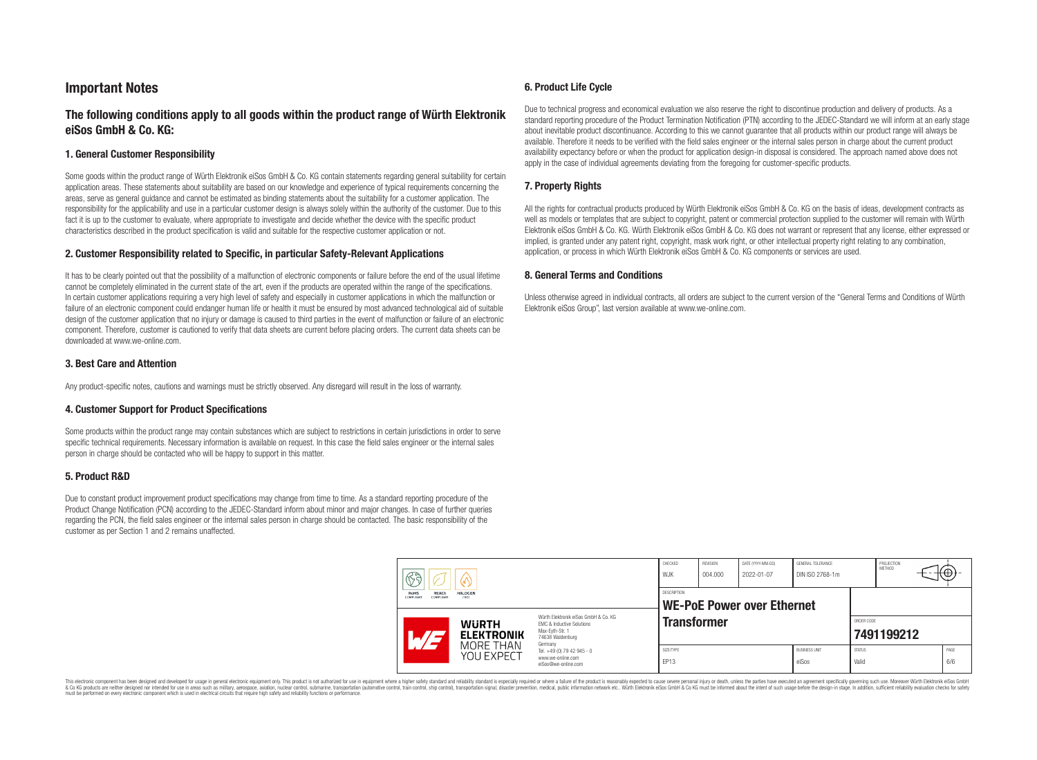# Important Notes

## The following conditions apply to all goods within the product range of Würth Elektronik eiSos GmbH & Co. KG:

### 1. General Customer Responsibility

Some goods within the product range of Würth Elektronik eiSos GmbH & Co. KG contain statements regarding general suitability for certain application areas. These statements about suitability are based on our knowledge and experience of typical requirements concerning the areas, serve as general guidance and cannot be estimated as binding statements about the suitability for a customer application. The responsibility for the applicability and use in a particular customer design is always solely within the authority of the customer. Due to this fact it is up to the customer to evaluate, where appropriate to investigate and decide whether the device with the specific product characteristics described in the product specification is valid and suitable for the respective customer application or not.

### 2. Customer Responsibility related to Specific, in particular Safety-Relevant Applications

It has to be clearly pointed out that the possibility of a malfunction of electronic components or failure before the end of the usual lifetime cannot be completely eliminated in the current state of the art, even if the products are operated within the range of the specifications. In certain customer applications requiring a very high level of safety and especially in customer applications in which the malfunction or failure of an electronic component could endanger human life or health it must be ensured by most advanced technological aid of suitable design of the customer application that no injury or damage is caused to third parties in the event of malfunction or failure of an electronic component. Therefore, customer is cautioned to verify that data sheets are current before placing orders. The current data sheets can be downloaded at www.we-online.com.

### 3. Best Care and Attention

Any product-specific notes, cautions and warnings must be strictly observed. Any disregard will result in the loss of warranty.

### 4. Customer Support for Product Specifications

Some products within the product range may contain substances which are subject to restrictions in certain jurisdictions in order to serve specific technical requirements. Necessary information is available on request. In this case the field sales engineer or the internal sales person in charge should be contacted who will be happy to support in this matter.

### 5. Product R&D

Due to constant product improvement product specifications may change from time to time. As a standard reporting procedure of the Product Change Notification (PCN) according to the JEDEC-Standard inform about minor and major changes. In case of further queries regarding the PCN, the field sales engineer or the internal sales person in charge should be contacted. The basic responsibility of the customer as per Section 1 and 2 remains unaffected.

### 6. Product Life Cycle

Due to technical progress and economical evaluation we also reserve the right to discontinue production and delivery of products. As a standard reporting procedure of the Product Termination Notification (PTN) according to the JEDEC-Standard we will inform at an early stage about inevitable product discontinuance. According to this we cannot guarantee that all products within our product range will always be available. Therefore it needs to be verified with the field sales engineer or the internal sales person in charge about the current product availability expectancy before or when the product for application design-in disposal is considered. The approach named above does not apply in the case of individual agreements deviating from the foregoing for customer-specific products.

### 7. Property Rights

All the rights for contractual products produced by Würth Elektronik eiSos GmbH & Co. KG on the basis of ideas, development contracts as well as models or templates that are subject to copyright, patent or commercial protection supplied to the customer will remain with Würth Elektronik eiSos GmbH & Co. KG. Würth Elektronik eiSos GmbH & Co. KG does not warrant or represent that any license, either expressed or implied, is granted under any patent right, copyright, mask work right, or other intellectual property right relating to any combination, application, or process in which Würth Elektronik eiSos GmbH & Co. KG components or services are used.

### 8. General Terms and Conditions

Unless otherwise agreed in individual contracts, all orders are subject to the current version of the "General Terms and Conditions of Würth Elektronik eiSos Group", last version available at www.we-online.com.

| | | | | | | |
|---|---|---|---|---|---|---|
| CHECKED WJK | REVISION 004.000 | DATE (YYYY-MM-DD) 2022-01-07 | GENERAL TOLERANCE DIN ISO 2768-1m | PROJECTION METHOD | | |
| DESCRIPTION **WE-PoE Power over Ethernet Transformer** | | | | ORDER CODE **7491199212** | | |
| SIZE/TYPE EP13 | | | BUSINESS UNIT eiSos | STATUS Valid | | PAGE 6/6 |

Würth Elektronik eiSos GmbH & Co. KG
EMC & Inductive Solutions
Max-Eyth-Str. 1
74638 Waldenburg
Germany
Tel. +49 (0) 79 42 945 - 0
www.we-online.com
eiSos@we-online.com

This electronic component has been designed and developed for usage in general electronic equipment only. This product is not authorized for use in equipment where a higher safety standard and reliability standard is especially required or where a failure of the product is reasonably expected to cause severe personal injury or death, unless the parties have executed an agreement specifically governing such use. Moreover Würth Elektronik eiSos GmbH & Co KG products are neither designed nor intended for use in areas such as military, aerospace, aviation, nuclear control, submarine, transportation (automotive control, train control, ship control), transportation signal, disaster prevention, medical, public information network etc.. Würth Elektronik eiSos GmbH & Co KG must be informed about the intent of such usage before the design-in stage. In addition, sufficient reliability evaluation checks for safety must be performed on every electronic component which is used in electrical circuits that require high safety and reliability functions or performance.